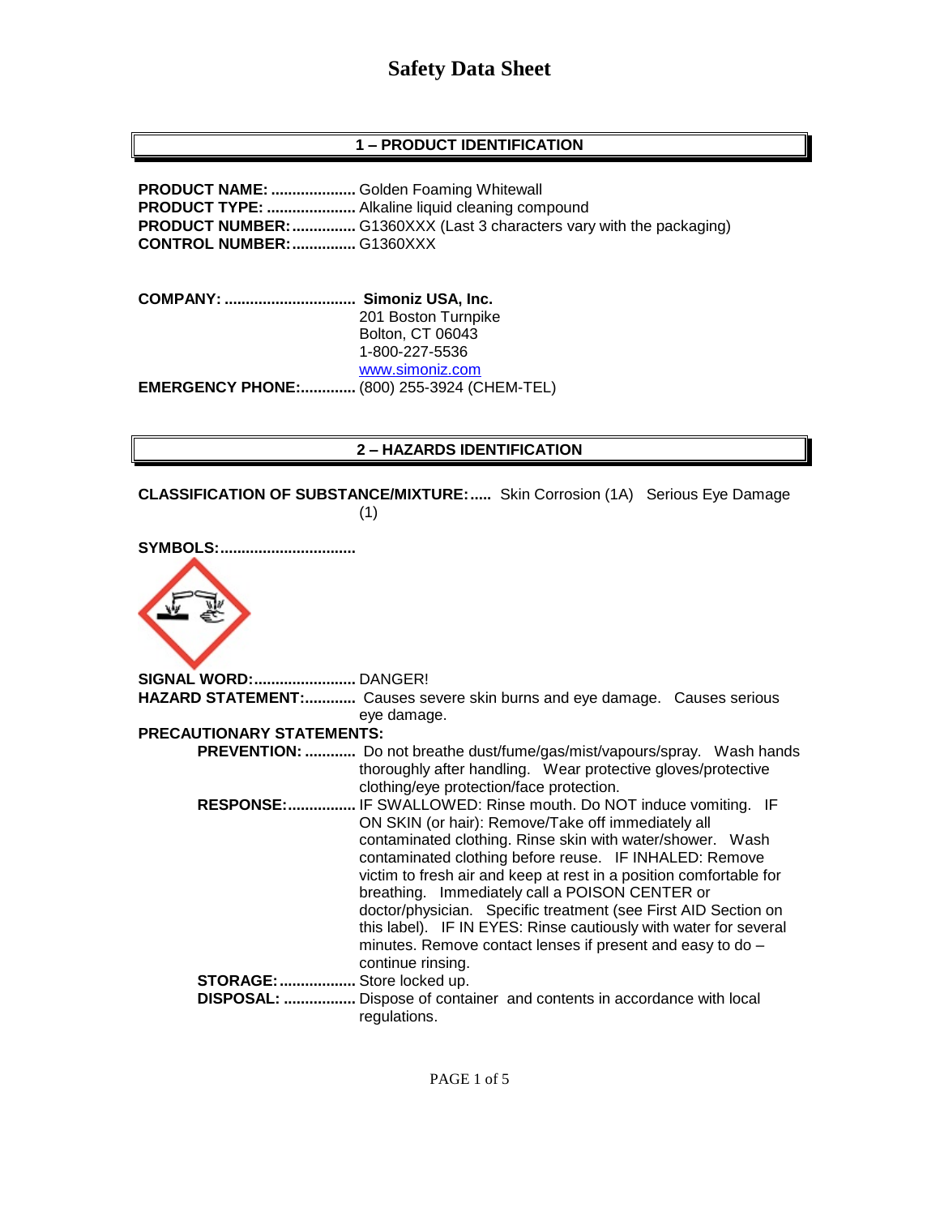# Safety Data Sheet

## 1 – PRODUCT IDENTIFICATION

**PRODUCT NAME:** .................... Golden Foaming Whitewall
**PRODUCT TYPE:** ..................... Alkaline liquid cleaning compound
**PRODUCT NUMBER:** ............... G1360XXX (Last 3 characters vary with the packaging)
**CONTROL NUMBER:** ............... G1360XXX

**COMPANY:** ............................... **Simoniz USA, Inc.**
201 Boston Turnpike
Bolton, CT 06043
1-800-227-5536
www.simoniz.com
**EMERGENCY PHONE:**............. (800) 255-3924 (CHEM-TEL)

## 2 – HAZARDS IDENTIFICATION

**CLASSIFICATION OF SUBSTANCE/MIXTURE:**..... Skin Corrosion (1A) Serious Eye Damage (1)

**SYMBOLS:**................................

**SIGNAL WORD:**........................ DANGER!
**HAZARD STATEMENT:**............ Causes severe skin burns and eye damage. Causes serious eye damage.
**PRECAUTIONARY STATEMENTS:**

- **PREVENTION:** ............ Do not breathe dust/fume/gas/mist/vapours/spray. Wash hands thoroughly after handling. Wear protective gloves/protective clothing/eye protection/face protection.
- **RESPONSE:**................ IF SWALLOWED: Rinse mouth. Do NOT induce vomiting. IF ON SKIN (or hair): Remove/Take off immediately all contaminated clothing. Rinse skin with water/shower. Wash contaminated clothing before reuse. IF INHALED: Remove victim to fresh air and keep at rest in a position comfortable for breathing. Immediately call a POISON CENTER or doctor/physician. Specific treatment (see First AID Section on this label). IF IN EYES: Rinse cautiously with water for several minutes. Remove contact lenses if present and easy to do – continue rinsing.
- **STORAGE:**.................. Store locked up.
- **DISPOSAL:** ................. Dispose of container and contents in accordance with local regulations.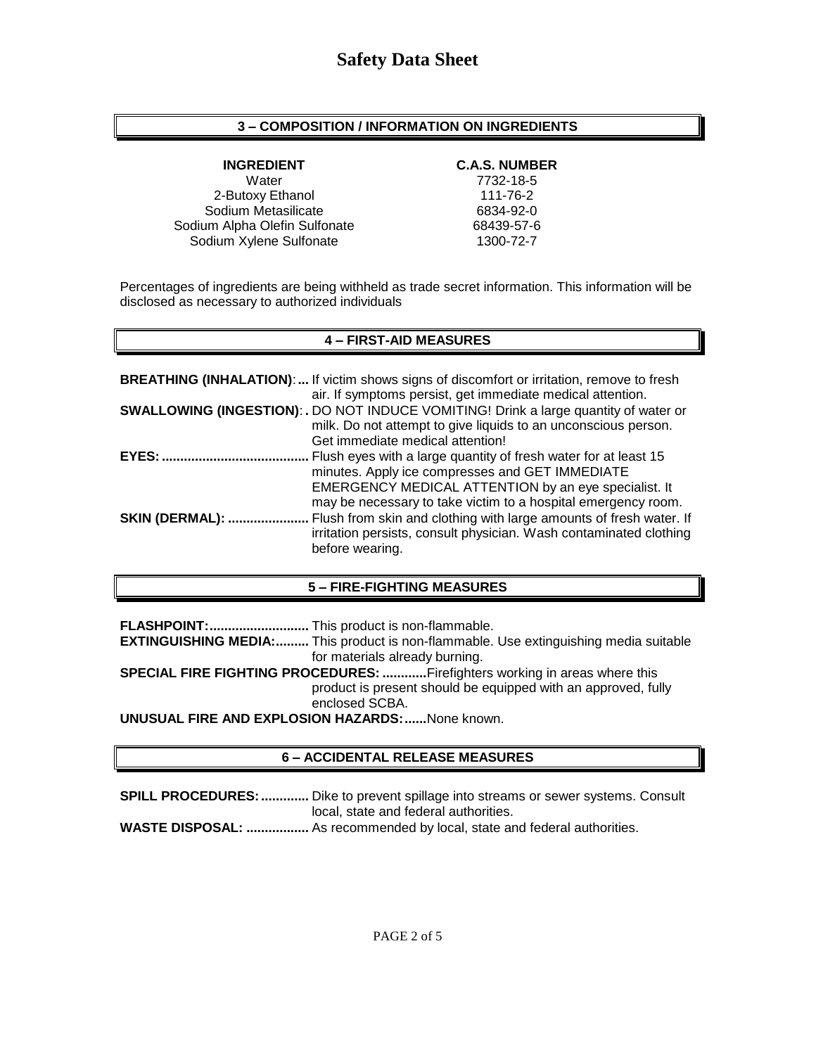# Safety Data Sheet

## 3 – COMPOSITION / INFORMATION ON INGREDIENTS

| INGREDIENT | C.A.S. NUMBER |
|---|---|
| Water | 7732-18-5 |
| 2-Butoxy Ethanol | 111-76-2 |
| Sodium Metasilicate | 6834-92-0 |
| Sodium Alpha Olefin Sulfonate | 68439-57-6 |
| Sodium Xylene Sulfonate | 1300-72-7 |

Percentages of ingredients are being withheld as trade secret information. This information will be disclosed as necessary to authorized individuals

## 4 – FIRST-AID MEASURES

**BREATHING (INHALATION)**:**...** If victim shows signs of discomfort or irritation, remove to fresh air. If symptoms persist, get immediate medical attention.

**SWALLOWING (INGESTION)**:**.** DO NOT INDUCE VOMITING! Drink a large quantity of water or milk. Do not attempt to give liquids to an unconscious person. Get immediate medical attention!

**EYES:........................................** Flush eyes with a large quantity of fresh water for at least 15 minutes. Apply ice compresses and GET IMMEDIATE EMERGENCY MEDICAL ATTENTION by an eye specialist. It may be necessary to take victim to a hospital emergency room.

**SKIN (DERMAL): ......................** Flush from skin and clothing with large amounts of fresh water. If irritation persists, consult physician. Wash contaminated clothing before wearing.

## 5 – FIRE-FIGHTING MEASURES

**FLASHPOINT:...........................** This product is non-flammable.

**EXTINGUISHING MEDIA:.........** This product is non-flammable. Use extinguishing media suitable for materials already burning.

**SPECIAL FIRE FIGHTING PROCEDURES: ............**Firefighters working in areas where this product is present should be equipped with an approved, fully enclosed SCBA.

**UNUSUAL FIRE AND EXPLOSION HAZARDS:......**None known.

## 6 – ACCIDENTAL RELEASE MEASURES

**SPILL PROCEDURES: .............** Dike to prevent spillage into streams or sewer systems. Consult local, state and federal authorities.

**WASTE DISPOSAL: .................** As recommended by local, state and federal authorities.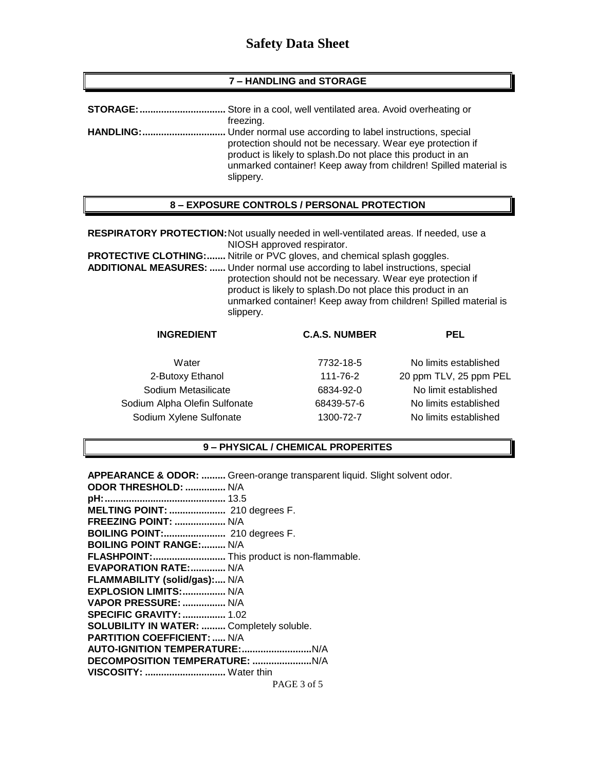# Safety Data Sheet

## 7 – HANDLING and STORAGE

**STORAGE:................................** Store in a cool, well ventilated area. Avoid overheating or freezing.

**HANDLING:...............................** Under normal use according to label instructions, special protection should not be necessary. Wear eye protection if product is likely to splash.Do not place this product in an unmarked container! Keep away from children! Spilled material is slippery.

## 8 – EXPOSURE CONTROLS / PERSONAL PROTECTION

**RESPIRATORY PROTECTION:** Not usually needed in well-ventilated areas. If needed, use a NIOSH approved respirator.

**PROTECTIVE CLOTHING:.......** Nitrile or PVC gloves, and chemical splash goggles.

**ADDITIONAL MEASURES: ......** Under normal use according to label instructions, special protection should not be necessary. Wear eye protection if product is likely to splash.Do not place this product in an unmarked container! Keep away from children! Spilled material is slippery.

| INGREDIENT | C.A.S. NUMBER | PEL |
|---|---|---|
| Water | 7732-18-5 | No limits established |
| 2-Butoxy Ethanol | 111-76-2 | 20 ppm TLV, 25 ppm PEL |
| Sodium Metasilicate | 6834-92-0 | No limit established |
| Sodium Alpha Olefin Sulfonate | 68439-57-6 | No limits established |
| Sodium Xylene Sulfonate | 1300-72-7 | No limits established |

## 9 – PHYSICAL / CHEMICAL PROPERITES

**APPEARANCE & ODOR: .........** Green-orange transparent liquid. Slight solvent odor.
**ODOR THRESHOLD: ...............** N/A
**pH:.............................................** 13.5
**MELTING POINT: .....................** 210 degrees F.
**FREEZING POINT: ...................** N/A
**BOILING POINT:.......................** 210 degrees F.
**BOILING POINT RANGE:.........** N/A
**FLASHPOINT:...........................** This product is non-flammable.
**EVAPORATION RATE:.............** N/A
**FLAMMABILITY (solid/gas):....** N/A
**EXPLOSION LIMITS:................** N/A
**VAPOR PRESSURE: ................** N/A
**SPECIFIC GRAVITY: ................** 1.02
**SOLUBILITY IN WATER: .........** Completely soluble.
**PARTITION COEFFICIENT: .....** N/A
**AUTO-IGNITION TEMPERATURE:..........................** N/A
**DECOMPOSITION TEMPERATURE: ......................** N/A
**VISCOSITY: ..............................** Water thin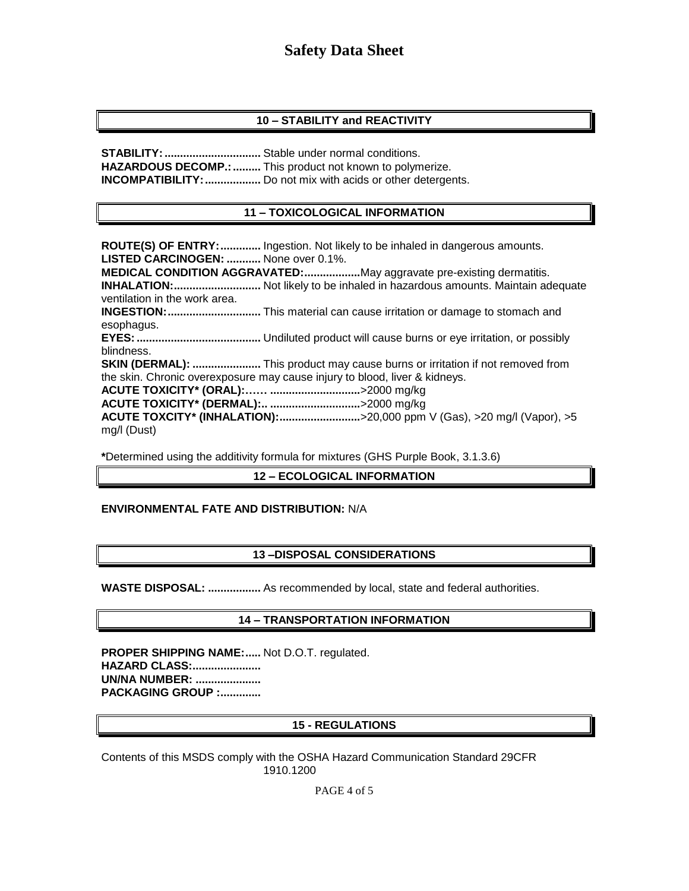## 10 – STABILITY and REACTIVITY

**STABILITY:...............................** Stable under normal conditions.
**HAZARDOUS DECOMP.:.........** This product not known to polymerize.
**INCOMPATIBILITY:..................** Do not mix with acids or other detergents.

## 11 – TOXICOLOGICAL INFORMATION

**ROUTE(S) OF ENTRY:.............** Ingestion. Not likely to be inhaled in dangerous amounts.
**LISTED CARCINOGEN: ...........** None over 0.1%.
**MEDICAL CONDITION AGGRAVATED:..................** May aggravate pre-existing dermatitis.
**INHALATION:............................** Not likely to be inhaled in hazardous amounts. Maintain adequate ventilation in the work area.
**INGESTION:..............................** This material can cause irritation or damage to stomach and esophagus.
**EYES:........................................** Undiluted product will cause burns or eye irritation, or possibly blindness.
**SKIN (DERMAL): ......................** This product may cause burns or irritation if not removed from the skin. Chronic overexposure may cause injury to blood, liver & kidneys.
**ACUTE TOXICITY* (ORAL):…… ............................** >2000 mg/kg
**ACUTE TOXICITY* (DERMAL):.. ............................** >2000 mg/kg
**ACUTE TOXCITY* (INHALATION):..........................** >20,000 ppm V (Gas), >20 mg/l (Vapor), >5 mg/l (Dust)

**\***Determined using the additivity formula for mixtures (GHS Purple Book, 3.1.3.6)

## 12 – ECOLOGICAL INFORMATION

**ENVIRONMENTAL FATE AND DISTRIBUTION:** N/A

## 13 –DISPOSAL CONSIDERATIONS

**WASTE DISPOSAL: .................** As recommended by local, state and federal authorities.

## 14 – TRANSPORTATION INFORMATION

**PROPER SHIPPING NAME:.....** Not D.O.T. regulated.
**HAZARD CLASS:......................**
**UN/NA NUMBER: .....................**
**PACKAGING GROUP :.............**

## 15 - REGULATIONS

Contents of this MSDS comply with the OSHA Hazard Communication Standard 29CFR 1910.1200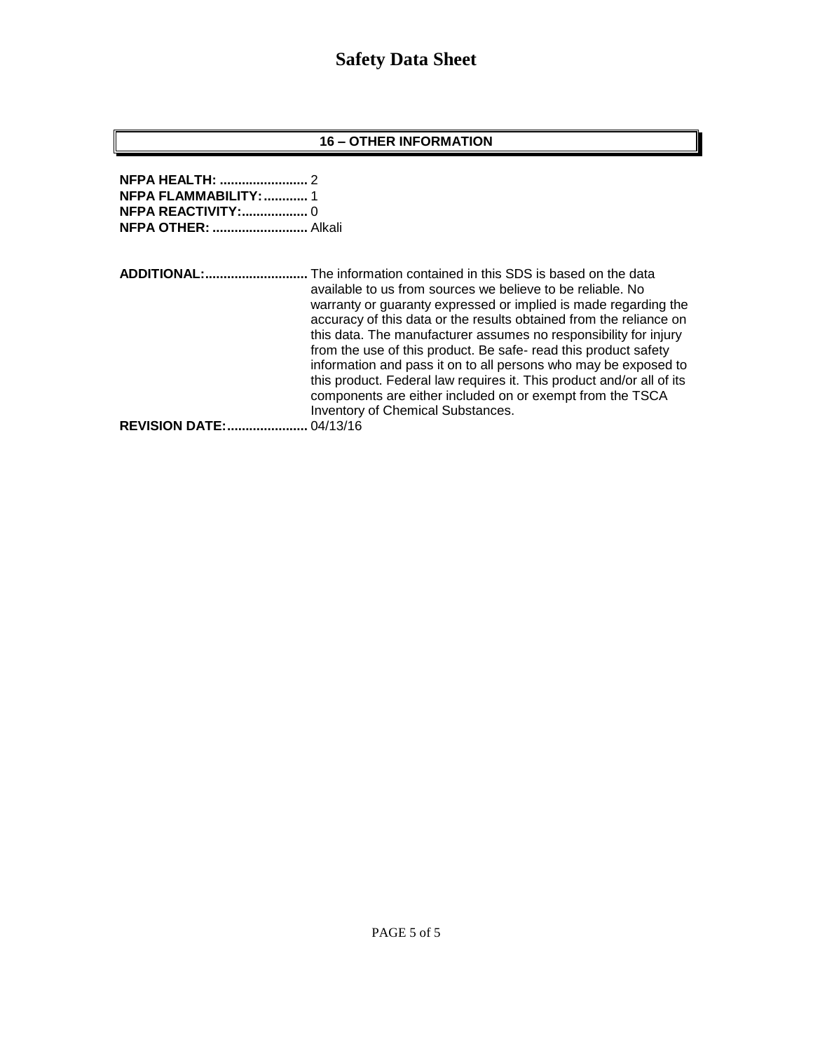# Safety Data Sheet

## 16 – OTHER INFORMATION

**NFPA HEALTH: ........................** 2
**NFPA FLAMMABILITY: ............** 1
**NFPA REACTIVITY: ..................** 0
**NFPA OTHER: ..........................** Alkali

**ADDITIONAL: ...........................** The information contained in this SDS is based on the data available to us from sources we believe to be reliable. No warranty or guaranty expressed or implied is made regarding the accuracy of this data or the results obtained from the reliance on this data. The manufacturer assumes no responsibility for injury from the use of this product. Be safe- read this product safety information and pass it on to all persons who may be exposed to this product. Federal law requires it. This product and/or all of its components are either included on or exempt from the TSCA Inventory of Chemical Substances.

**REVISION DATE: ......................** 04/13/16